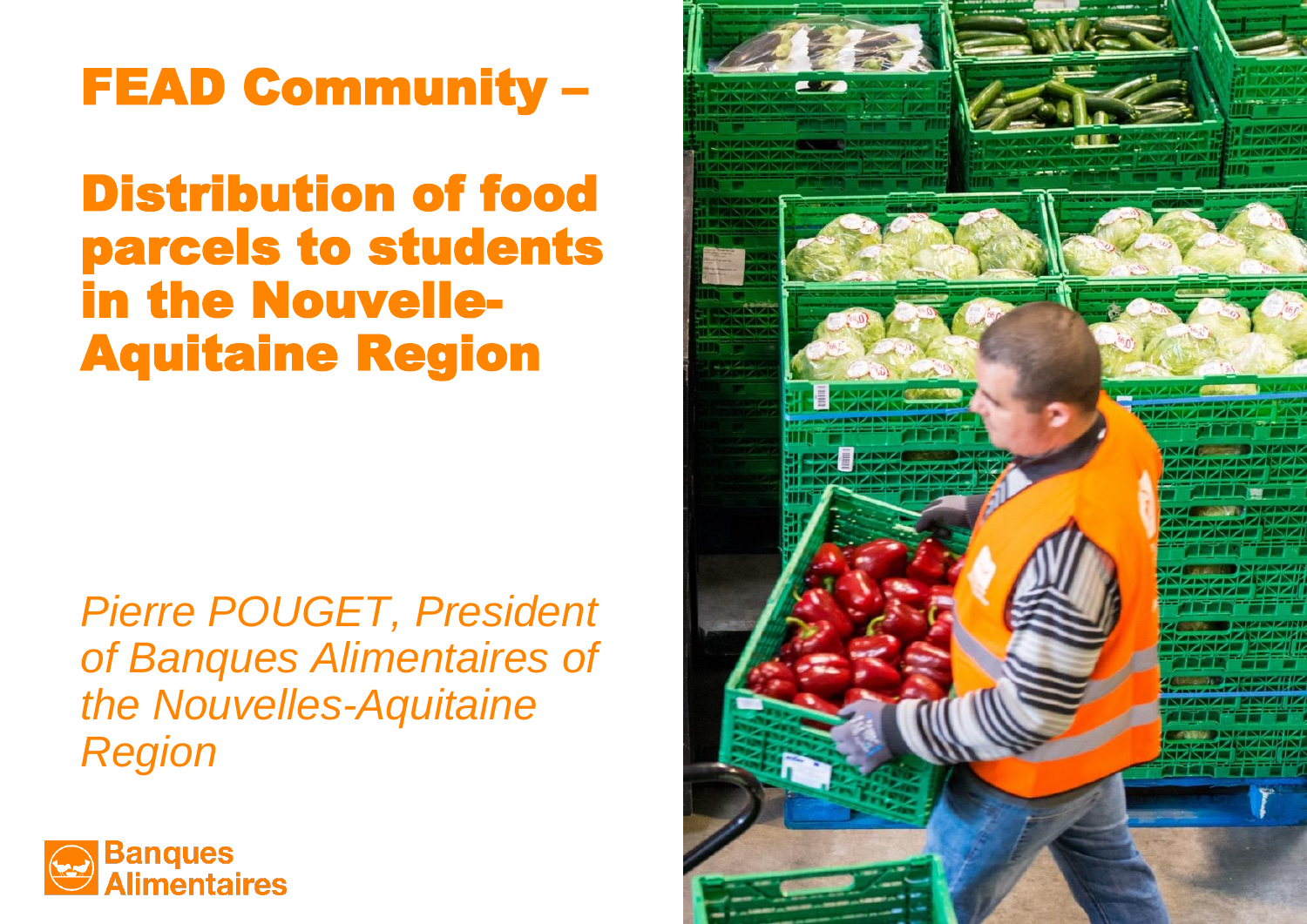# FEAD Community –

# Distribution of food parcels to students in the Nouvelle-Aquitaine Region

*Pierre POUGET, President of Banques Alimentaires of the Nouvelles-Aquitaine Region*

Banques Alimentaires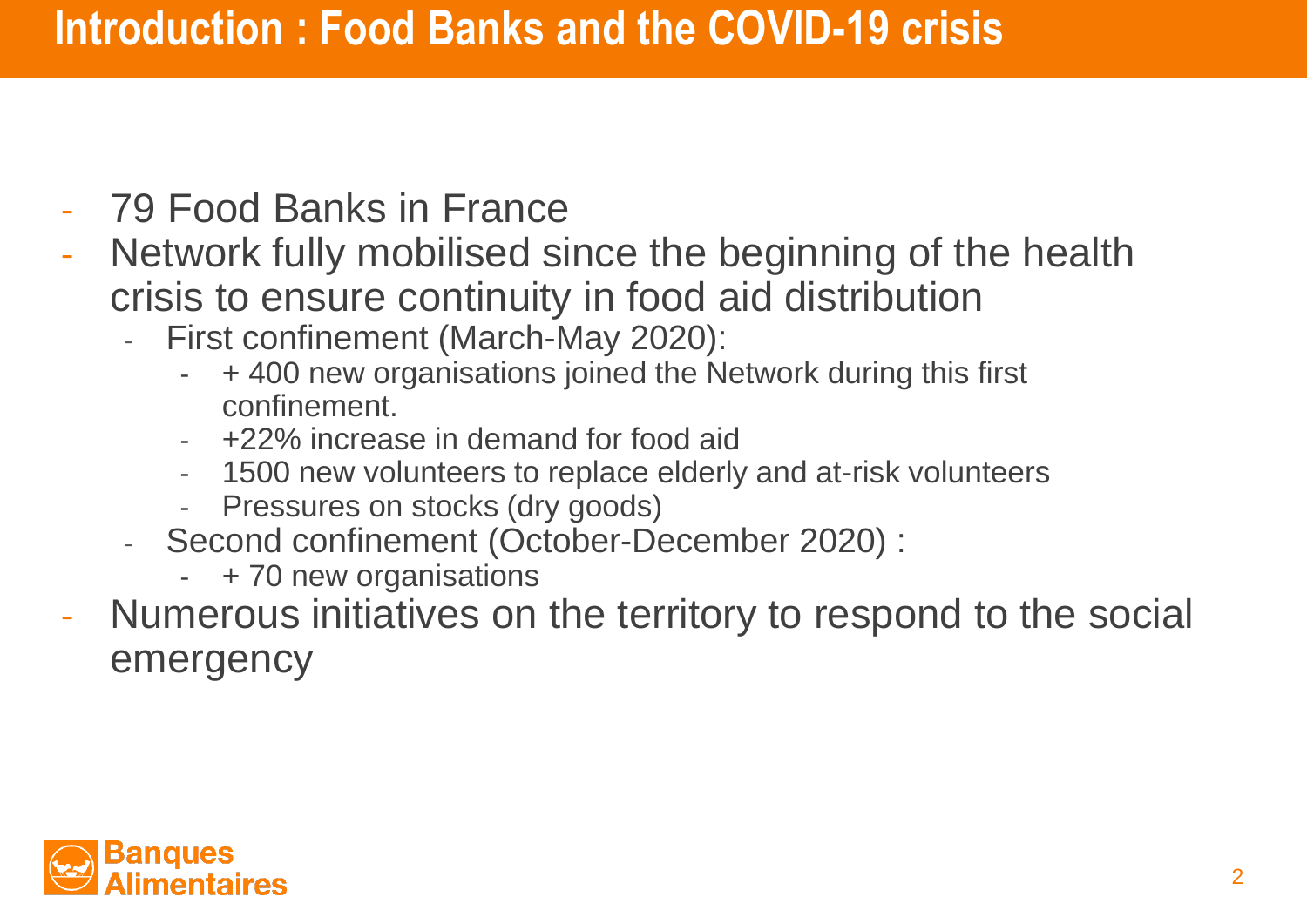# Introduction : Food Banks and the COVID-19 crisis

- 79 Food Banks in France
- Network fully mobilised since the beginning of the health crisis to ensure continuity in food aid distribution
  - First confinement (March-May 2020):
    - + 400 new organisations joined the Network during this first confinement.
    - +22% increase in demand for food aid
    - 1500 new volunteers to replace elderly and at-risk volunteers
    - Pressures on stocks (dry goods)
  - Second confinement (October-December 2020) :
    - + 70 new organisations
- Numerous initiatives on the territory to respond to the social emergency

Banques Alimentaires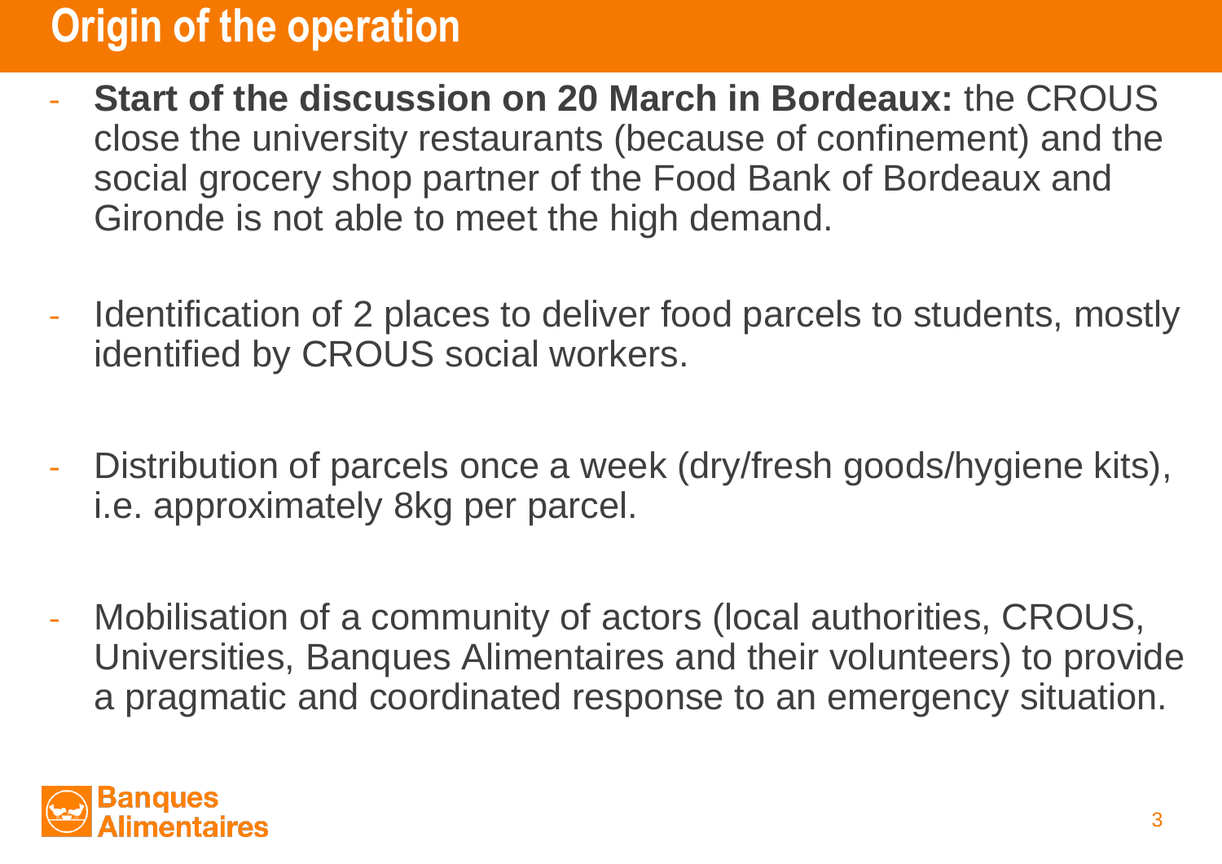# Origin of the operation

- **Start of the discussion on 20 March in Bordeaux:** the CROUS close the university restaurants (because of confinement) and the social grocery shop partner of the Food Bank of Bordeaux and Gironde is not able to meet the high demand.

- Identification of 2 places to deliver food parcels to students, mostly identified by CROUS social workers.

- Distribution of parcels once a week (dry/fresh goods/hygiene kits), i.e. approximately 8kg per parcel.

- Mobilisation of a community of actors (local authorities, CROUS, Universities, Banques Alimentaires and their volunteers) to provide a pragmatic and coordinated response to an emergency situation.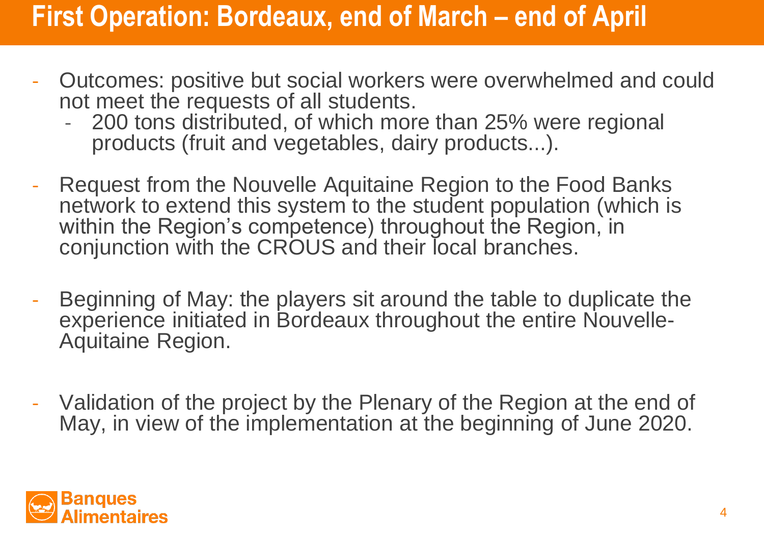# First Operation: Bordeaux, end of March – end of April

- Outcomes: positive but social workers were overwhelmed and could not meet the requests of all students.
  - 200 tons distributed, of which more than 25% were regional products (fruit and vegetables, dairy products...).
- Request from the Nouvelle Aquitaine Region to the Food Banks network to extend this system to the student population (which is within the Region's competence) throughout the Region, in conjunction with the CROUS and their local branches.
- Beginning of May: the players sit around the table to duplicate the experience initiated in Bordeaux throughout the entire Nouvelle-Aquitaine Region.
- Validation of the project by the Plenary of the Region at the end of May, in view of the implementation at the beginning of June 2020.

Banques Alimentaires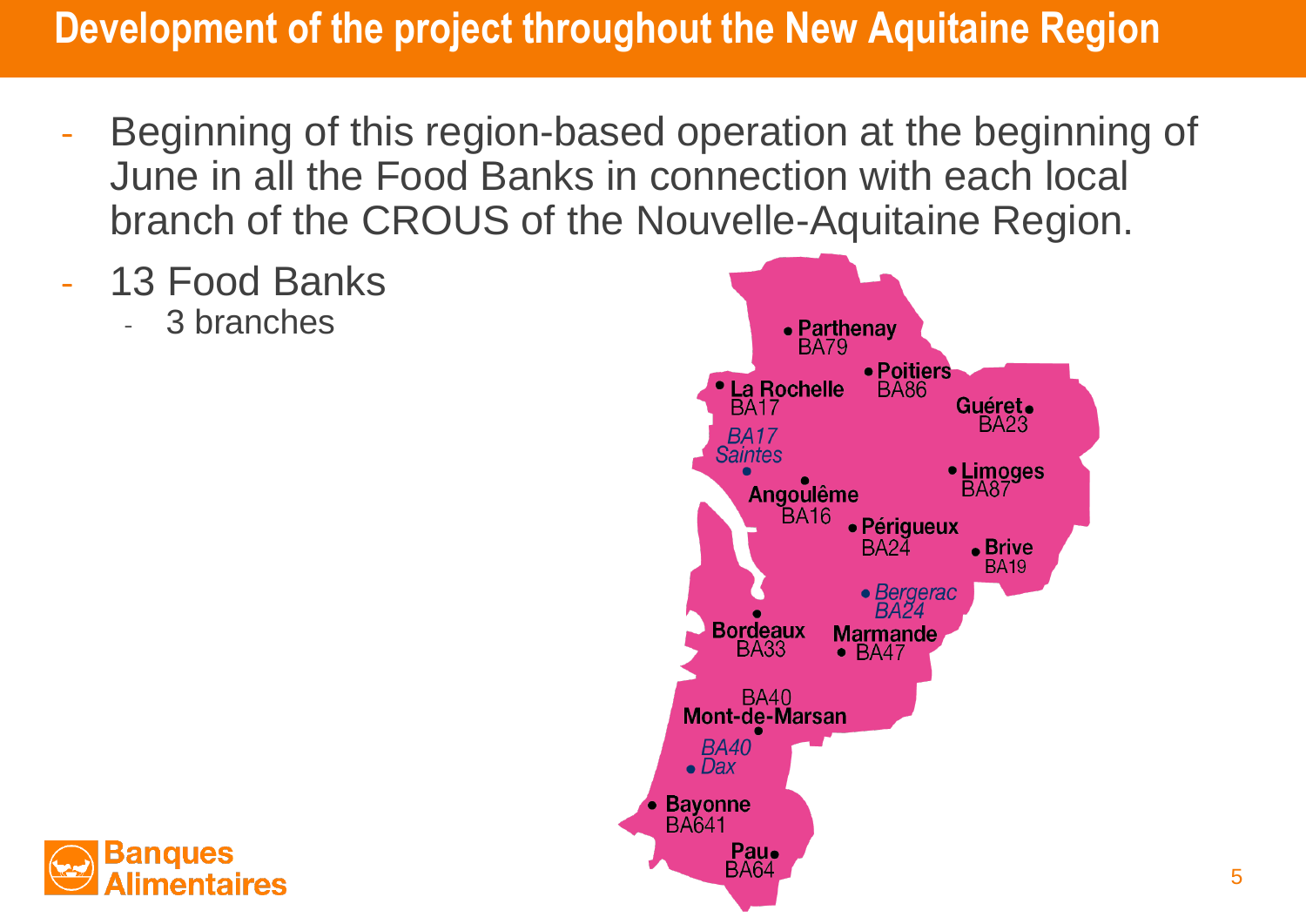# Development of the project throughout the New Aquitaine Region

- Beginning of this region-based operation at the beginning of June in all the Food Banks in connection with each local branch of the CROUS of the Nouvelle-Aquitaine Region.
- 13 Food Banks
  - 3 branches

Parthenay BA79
Poitiers BA86
La Rochelle BA17
Guéret BA23
*BA17 Saintes*
Limoges BA87
Angoulême BA16
Périgueux BA24
Brive BA19
*Bergerac BA24*
Bordeaux BA33
Marmande BA47
BA40 Mont-de-Marsan
*BA40 Dax*
Bayonne BA641
Pau BA64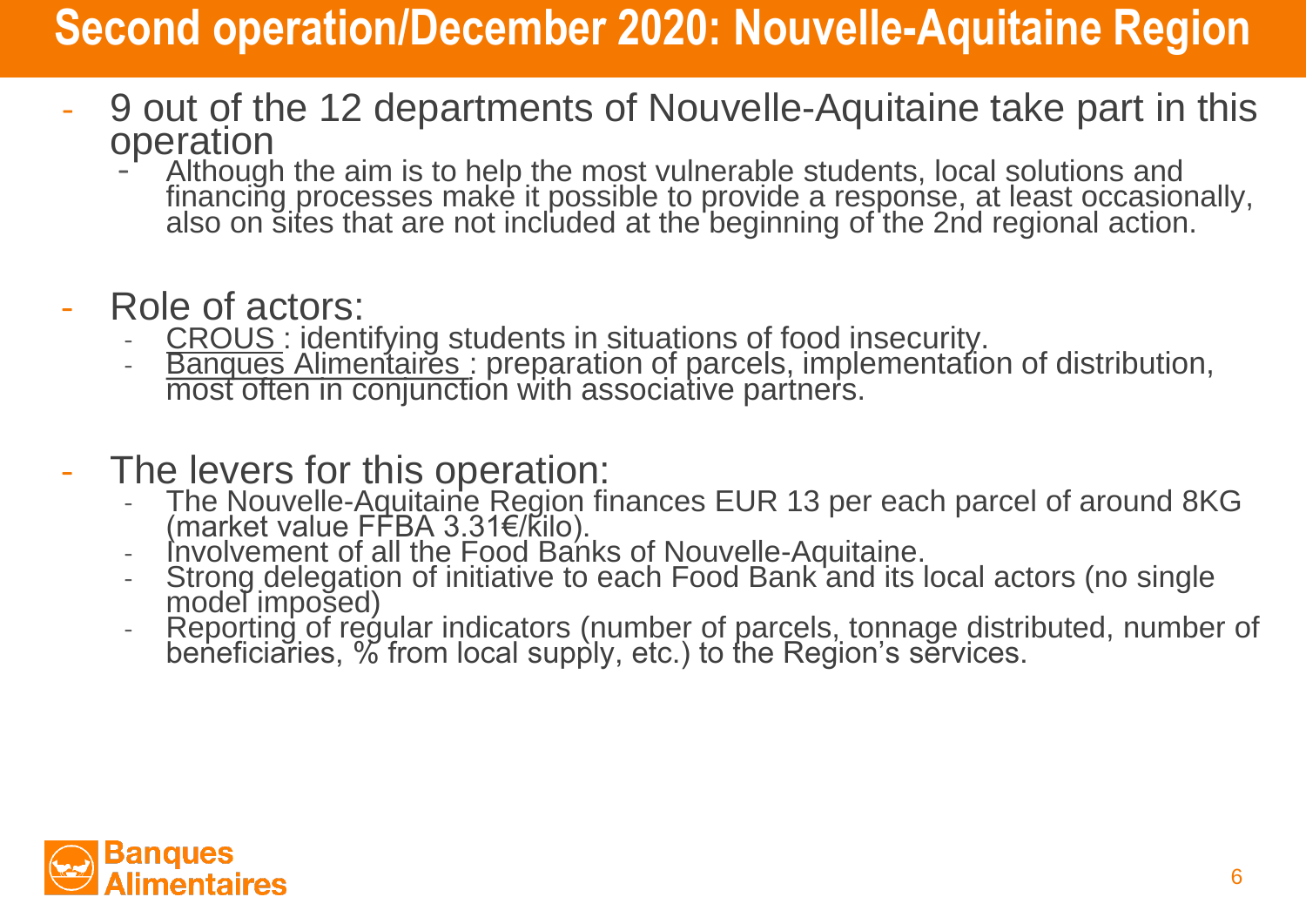# Second operation/December 2020: Nouvelle-Aquitaine Region

- 9 out of the 12 departments of Nouvelle-Aquitaine take part in this operation
  - Although the aim is to help the most vulnerable students, local solutions and financing processes make it possible to provide a response, at least occasionally, also on sites that are not included at the beginning of the 2nd regional action.

- Role of actors:
  - CROUS : identifying students in situations of food insecurity.
  - Banques Alimentaires : preparation of parcels, implementation of distribution, most often in conjunction with associative partners.

- The levers for this operation:
  - The Nouvelle-Aquitaine Region finances EUR 13 per each parcel of around 8KG (market value FFBA 3.31€/kilo).
  - Involvement of all the Food Banks of Nouvelle-Aquitaine.
  - Strong delegation of initiative to each Food Bank and its local actors (no single model imposed)
  - Reporting of regular indicators (number of parcels, tonnage distributed, number of beneficiaries, % from local supply, etc.) to the Region's services.

Banques Alimentaires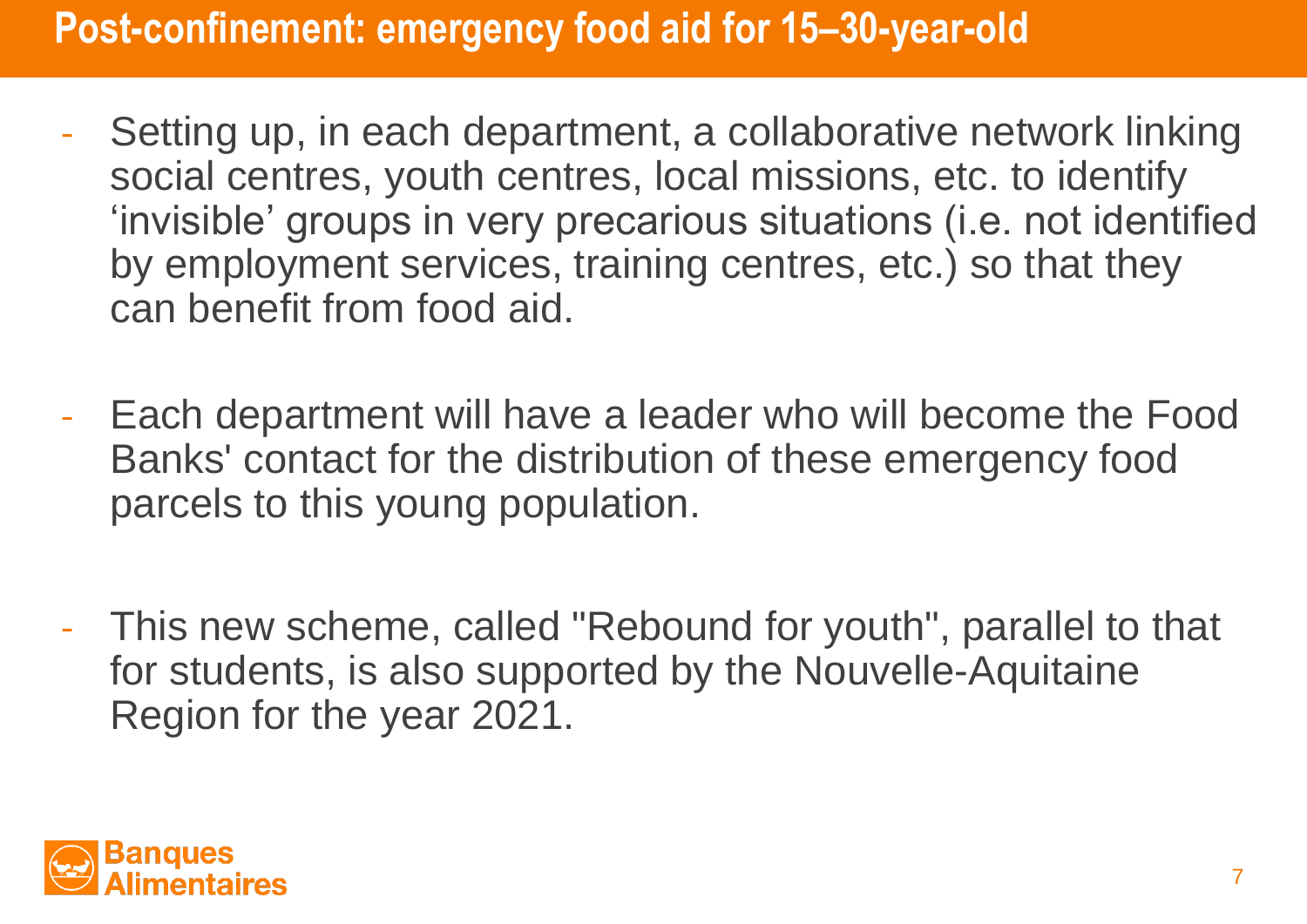# Post-confinement: emergency food aid for 15–30-year-old

- Setting up, in each department, a collaborative network linking social centres, youth centres, local missions, etc. to identify ‘invisible’ groups in very precarious situations (i.e. not identified by employment services, training centres, etc.) so that they can benefit from food aid.

- Each department will have a leader who will become the Food Banks' contact for the distribution of these emergency food parcels to this young population.

- This new scheme, called "Rebound for youth", parallel to that for students, is also supported by the Nouvelle-Aquitaine Region for the year 2021.

Banques Alimentaires